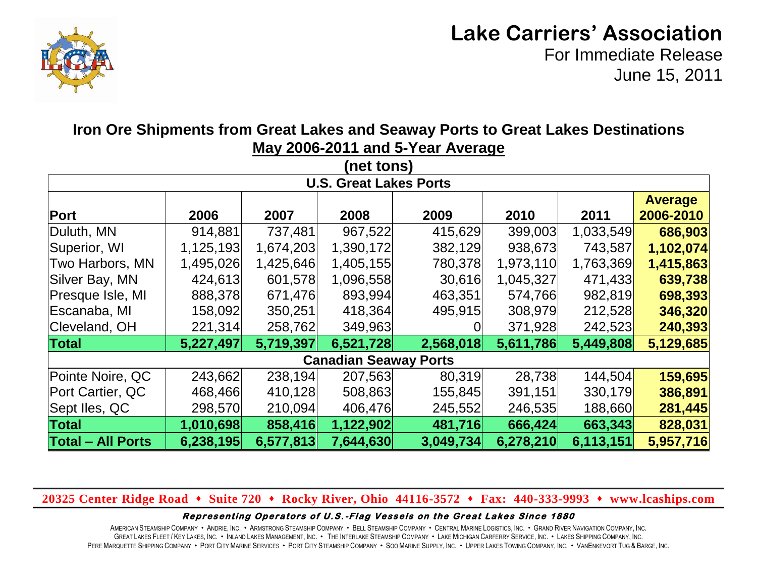# Lake Carriers' Association

For Immediate Release
June 15, 2011

## Iron Ore Shipments from Great Lakes and Seaway Ports to Great Lakes Destinations

**May 2006-2011 and 5-Year Average**

**(net tons)**

| **U.S. Great Lakes Ports** | | | | | | | |
|---|---|---|---|---|---|---|---|
| **Port** | **2006** | **2007** | **2008** | **2009** | **2010** | **2011** | **Average 2006-2010** |
| Duluth, MN | 914,881 | 737,481 | 967,522 | 415,629 | 399,003 | 1,033,549 | **686,903** |
| Superior, WI | 1,125,193 | 1,674,203 | 1,390,172 | 382,129 | 938,673 | 743,587 | **1,102,074** |
| Two Harbors, MN | 1,495,026 | 1,425,646 | 1,405,155 | 780,378 | 1,973,110 | 1,763,369 | **1,415,863** |
| Silver Bay, MN | 424,613 | 601,578 | 1,096,558 | 30,616 | 1,045,327 | 471,433 | **639,738** |
| Presque Isle, MI | 888,378 | 671,476 | 893,994 | 463,351 | 574,766 | 982,819 | **698,393** |
| Escanaba, MI | 158,092 | 350,251 | 418,364 | 495,915 | 308,979 | 212,528 | **346,320** |
| Cleveland, OH | 221,314 | 258,762 | 349,963 | 0 | 371,928 | 242,523 | **240,393** |
| **Total** | **5,227,497** | **5,719,397** | **6,521,728** | **2,568,018** | **5,611,786** | **5,449,808** | **5,129,685** |
| **Canadian Seaway Ports** | | | | | | | |
| Pointe Noire, QC | 243,662 | 238,194 | 207,563 | 80,319 | 28,738 | 144,504 | **159,695** |
| Port Cartier, QC | 468,466 | 410,128 | 508,863 | 155,845 | 391,151 | 330,179 | **386,891** |
| Sept Iles, QC | 298,570 | 210,094 | 406,476 | 245,552 | 246,535 | 188,660 | **281,445** |
| **Total** | **1,010,698** | **858,416** | **1,122,902** | **481,716** | **666,424** | **663,343** | **828,031** |
| **Total – All Ports** | **6,238,195** | **6,577,813** | **7,644,630** | **3,049,734** | **6,278,210** | **6,113,151** | **5,957,716** |

**20325 Center Ridge Road ♦ Suite 720 ♦ Rocky River, Ohio 44116-3572 ♦ Fax: 440-333-9993 ♦ www.lcaships.com**

***Representing Operators of U.S.-Flag Vessels on the Great Lakes Since 1880***

American Steamship Company • Andrie, Inc. • Armstrong Steamship Company • Bell Steamship Company • Central Marine Logistics, Inc. • Grand River Navigation Company, Inc.
Great Lakes Fleet / Key Lakes, Inc. • Inland Lakes Management, Inc. • The Interlake Steamship Company • Lake Michigan Carferry Service, Inc. • Lakes Shipping Company, Inc.
Pere Marquette Shipping Company • Port City Marine Services • Port City Steamship Company • Soo Marine Supply, Inc. • Upper Lakes Towing Company, Inc. • VanEnkevort Tug & Barge, Inc.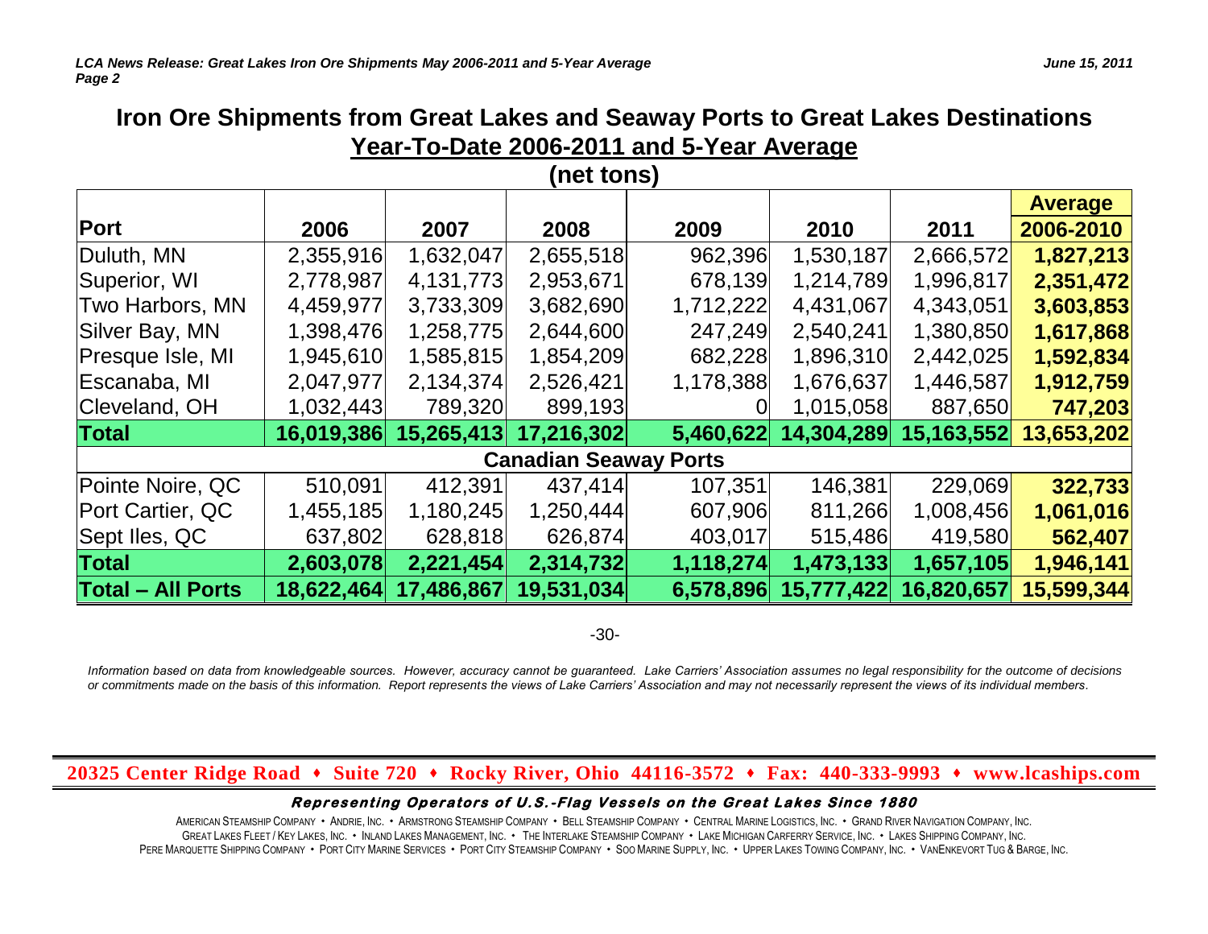## Iron Ore Shipments from Great Lakes and Seaway Ports to Great Lakes Destinations

## Year-To-Date 2006-2011 and 5-Year Average

**(net tons)**

| Port | 2006 | 2007 | 2008 | 2009 | 2010 | 2011 | Average 2006-2010 |
|---|---|---|---|---|---|---|---|
| Duluth, MN | 2,355,916 | 1,632,047 | 2,655,518 | 962,396 | 1,530,187 | 2,666,572 | **1,827,213** |
| Superior, WI | 2,778,987 | 4,131,773 | 2,953,671 | 678,139 | 1,214,789 | 1,996,817 | **2,351,472** |
| Two Harbors, MN | 4,459,977 | 3,733,309 | 3,682,690 | 1,712,222 | 4,431,067 | 4,343,051 | **3,603,853** |
| Silver Bay, MN | 1,398,476 | 1,258,775 | 2,644,600 | 247,249 | 2,540,241 | 1,380,850 | **1,617,868** |
| Presque Isle, MI | 1,945,610 | 1,585,815 | 1,854,209 | 682,228 | 1,896,310 | 2,442,025 | **1,592,834** |
| Escanaba, MI | 2,047,977 | 2,134,374 | 2,526,421 | 1,178,388 | 1,676,637 | 1,446,587 | **1,912,759** |
| Cleveland, OH | 1,032,443 | 789,320 | 899,193 | 0 | 1,015,058 | 887,650 | **747,203** |
| **Total** | **16,019,386** | **15,265,413** | **17,216,302** | **5,460,622** | **14,304,289** | **15,163,552** | **13,653,202** |
| **Canadian Seaway Ports** | | | | | | | |
| Pointe Noire, QC | 510,091 | 412,391 | 437,414 | 107,351 | 146,381 | 229,069 | **322,733** |
| Port Cartier, QC | 1,455,185 | 1,180,245 | 1,250,444 | 607,906 | 811,266 | 1,008,456 | **1,061,016** |
| Sept Iles, QC | 637,802 | 628,818 | 626,874 | 403,017 | 515,486 | 419,580 | **562,407** |
| **Total** | **2,603,078** | **2,221,454** | **2,314,732** | **1,118,274** | **1,473,133** | **1,657,105** | **1,946,141** |
| **Total – All Ports** | **18,622,464** | **17,486,867** | **19,531,034** | **6,578,896** | **15,777,422** | **16,820,657** | **15,599,344** |

-30-

*Information based on data from knowledgeable sources. However, accuracy cannot be guaranteed. Lake Carriers' Association assumes no legal responsibility for the outcome of decisions or commitments made on the basis of this information. Report represents the views of Lake Carriers' Association and may not necessarily represent the views of its individual members.*

**20325 Center Ridge Road ♦ Suite 720 ♦ Rocky River, Ohio 44116-3572 ♦ Fax: 440-333-9993 ♦ www.lcaships.com**

***Representing Operators of U.S.-Flag Vessels on the Great Lakes Since 1880***

American Steamship Company • Andrie, Inc. • Armstrong Steamship Company • Bell Steamship Company • Central Marine Logistics, Inc. • Grand River Navigation Company, Inc.
Great Lakes Fleet / Key Lakes, Inc. • Inland Lakes Management, Inc. • The Interlake Steamship Company • Lake Michigan Carferry Service, Inc. • Lakes Shipping Company, Inc.
Pere Marquette Shipping Company • Port City Marine Services • Port City Steamship Company • Soo Marine Supply, Inc. • Upper Lakes Towing Company, Inc. • VanEnkevort Tug & Barge, Inc.